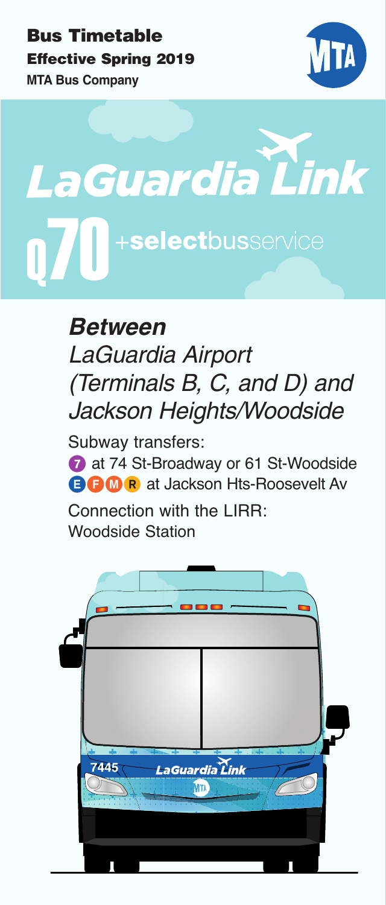**Bus Timetable**

**Effective Spring 2019**

**MTA Bus Company**

# LaGuardia Link

# Q70 +selectbusservice

## *Between*

*LaGuardia Airport (Terminals B, C, and D) and Jackson Heights/Woodside*

Subway transfers:

7 at 74 St-Broadway or 61 St-Woodside

E F M R at Jackson Hts-Roosevelt Av

Connection with the LIRR:
Woodside Station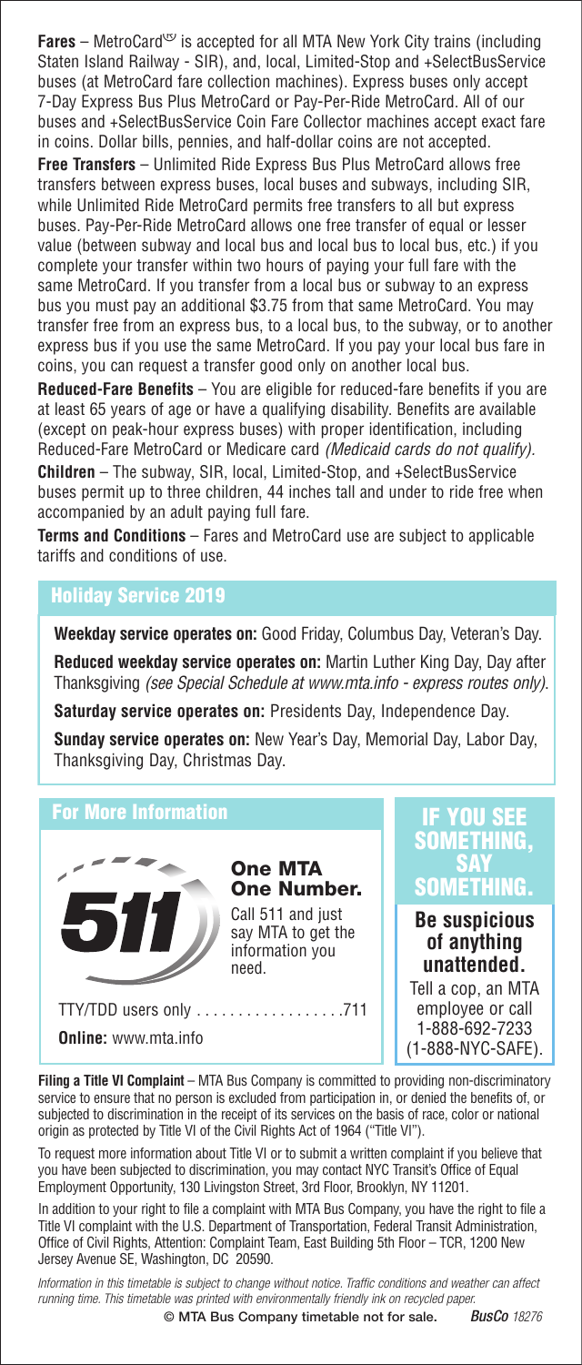**Fares** – MetroCard® is accepted for all MTA New York City trains (including Staten Island Railway - SIR), and, local, Limited-Stop and +SelectBusService buses (at MetroCard fare collection machines). Express buses only accept 7-Day Express Bus Plus MetroCard or Pay-Per-Ride MetroCard. All of our buses and +SelectBusService Coin Fare Collector machines accept exact fare in coins. Dollar bills, pennies, and half-dollar coins are not accepted.

**Free Transfers** – Unlimited Ride Express Bus Plus MetroCard allows free transfers between express buses, local buses and subways, including SIR, while Unlimited Ride MetroCard permits free transfers to all but express buses. Pay-Per-Ride MetroCard allows one free transfer of equal or lesser value (between subway and local bus and local bus to local bus, etc.) if you complete your transfer within two hours of paying your full fare with the same MetroCard. If you transfer from a local bus or subway to an express bus you must pay an additional $3.75 from that same MetroCard. You may transfer free from an express bus, to a local bus, to the subway, or to another express bus if you use the same MetroCard. If you pay your local bus fare in coins, you can request a transfer good only on another local bus.

**Reduced-Fare Benefits** – You are eligible for reduced-fare benefits if you are at least 65 years of age or have a qualifying disability. Benefits are available (except on peak-hour express buses) with proper identification, including Reduced-Fare MetroCard or Medicare card *(Medicaid cards do not qualify)*.

**Children** – The subway, SIR, local, Limited-Stop, and +SelectBusService buses permit up to three children, 44 inches tall and under to ride free when accompanied by an adult paying full fare.

**Terms and Conditions** – Fares and MetroCard use are subject to applicable tariffs and conditions of use.

## Holiday Service 2019

**Weekday service operates on:** Good Friday, Columbus Day, Veteran's Day.

**Reduced weekday service operates on:** Martin Luther King Day, Day after Thanksgiving *(see Special Schedule at www.mta.info - express routes only)*.

**Saturday service operates on:** Presidents Day, Independence Day.

**Sunday service operates on:** New Year's Day, Memorial Day, Labor Day, Thanksgiving Day, Christmas Day.

## For More Information

511

**One MTA One Number.**

Call 511 and just say MTA to get the information you need.

TTY/TDD users only . . . . . . . . . . . . . . . . . .711

**Online:** www.mta.info

## IF YOU SEE SOMETHING, SAY SOMETHING.

**Be suspicious of anything unattended.**

Tell a cop, an MTA employee or call 1-888-692-7233 (1-888-NYC-SAFE).

**Filing a Title VI Complaint** – MTA Bus Company is committed to providing non-discriminatory service to ensure that no person is excluded from participation in, or denied the benefits of, or subjected to discrimination in the receipt of its services on the basis of race, color or national origin as protected by Title VI of the Civil Rights Act of 1964 ("Title VI").

To request more information about Title VI or to submit a written complaint if you believe that you have been subjected to discrimination, you may contact NYC Transit's Office of Equal Employment Opportunity, 130 Livingston Street, 3rd Floor, Brooklyn, NY 11201.

In addition to your right to file a complaint with MTA Bus Company, you have the right to file a Title VI complaint with the U.S. Department of Transportation, Federal Transit Administration, Office of Civil Rights, Attention: Complaint Team, East Building 5th Floor – TCR, 1200 New Jersey Avenue SE, Washington, DC 20590.

*Information in this timetable is subject to change without notice. Traffic conditions and weather can affect running time. This timetable was printed with environmentally friendly ink on recycled paper.*

**© MTA Bus Company timetable not for sale.** *BusCo 18276*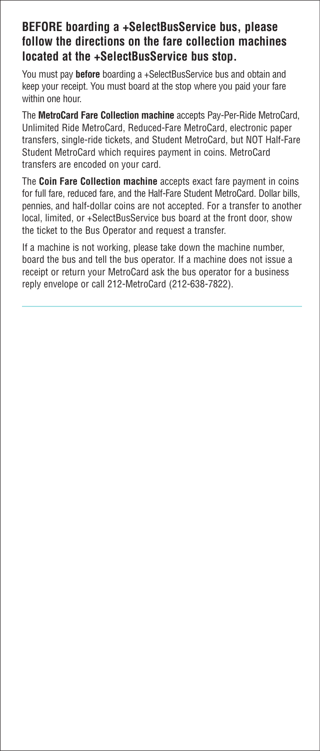## BEFORE boarding a +SelectBusService bus, please follow the directions on the fare collection machines located at the +SelectBusService bus stop.

You must pay **before** boarding a +SelectBusService bus and obtain and keep your receipt. You must board at the stop where you paid your fare within one hour.

The **MetroCard Fare Collection machine** accepts Pay-Per-Ride MetroCard, Unlimited Ride MetroCard, Reduced-Fare MetroCard, electronic paper transfers, single-ride tickets, and Student MetroCard, but NOT Half-Fare Student MetroCard which requires payment in coins. MetroCard transfers are encoded on your card.

The **Coin Fare Collection machine** accepts exact fare payment in coins for full fare, reduced fare, and the Half-Fare Student MetroCard. Dollar bills, pennies, and half-dollar coins are not accepted. For a transfer to another local, limited, or +SelectBusService bus board at the front door, show the ticket to the Bus Operator and request a transfer.

If a machine is not working, please take down the machine number, board the bus and tell the bus operator. If a machine does not issue a receipt or return your MetroCard ask the bus operator for a business reply envelope or call 212-MetroCard (212-638-7822).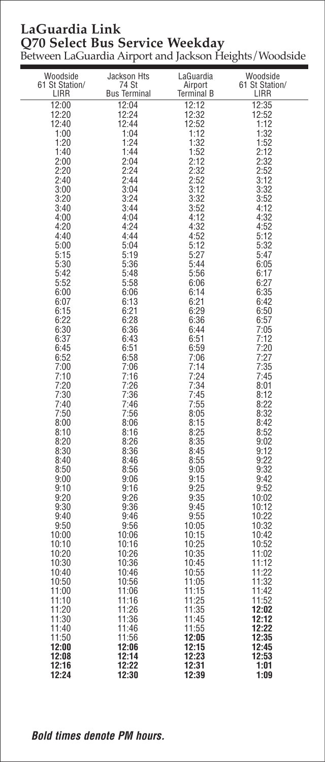# LaGuardia Link
## Q70 Select Bus Service Weekday

Between LaGuardia Airport and Jackson Heights/Woodside

| Woodside 61 St Station/ LIRR | Jackson Hts 74 St Bus Terminal | LaGuardia Airport Terminal B | Woodside 61 St Station/ LIRR |
|---|---|---|---|
| 12:00 | 12:04 | 12:12 | 12:35 |
| 12:20 | 12:24 | 12:32 | 12:52 |
| 12:40 | 12:44 | 12:52 | 1:12 |
| 1:00 | 1:04 | 1:12 | 1:32 |
| 1:20 | 1:24 | 1:32 | 1:52 |
| 1:40 | 1:44 | 1:52 | 2:12 |
| 2:00 | 2:04 | 2:12 | 2:32 |
| 2:20 | 2:24 | 2:32 | 2:52 |
| 2:40 | 2:44 | 2:52 | 3:12 |
| 3:00 | 3:04 | 3:12 | 3:32 |
| 3:20 | 3:24 | 3:32 | 3:52 |
| 3:40 | 3:44 | 3:52 | 4:12 |
| 4:00 | 4:04 | 4:12 | 4:32 |
| 4:20 | 4:24 | 4:32 | 4:52 |
| 4:40 | 4:44 | 4:52 | 5:12 |
| 5:00 | 5:04 | 5:12 | 5:32 |
| 5:15 | 5:19 | 5:27 | 5:47 |
| 5:30 | 5:36 | 5:44 | 6:05 |
| 5:42 | 5:48 | 5:56 | 6:17 |
| 5:52 | 5:58 | 6:06 | 6:27 |
| 6:00 | 6:06 | 6:14 | 6:35 |
| 6:07 | 6:13 | 6:21 | 6:42 |
| 6:15 | 6:21 | 6:29 | 6:50 |
| 6:22 | 6:28 | 6:36 | 6:57 |
| 6:30 | 6:36 | 6:44 | 7:05 |
| 6:37 | 6:43 | 6:51 | 7:12 |
| 6:45 | 6:51 | 6:59 | 7:20 |
| 6:52 | 6:58 | 7:06 | 7:27 |
| 7:00 | 7:06 | 7:14 | 7:35 |
| 7:10 | 7:16 | 7:24 | 7:45 |
| 7:20 | 7:26 | 7:34 | 8:01 |
| 7:30 | 7:36 | 7:45 | 8:12 |
| 7:40 | 7:46 | 7:55 | 8:22 |
| 7:50 | 7:56 | 8:05 | 8:32 |
| 8:00 | 8:06 | 8:15 | 8:42 |
| 8:10 | 8:16 | 8:25 | 8:52 |
| 8:20 | 8:26 | 8:35 | 9:02 |
| 8:30 | 8:36 | 8:45 | 9:12 |
| 8:40 | 8:46 | 8:55 | 9:22 |
| 8:50 | 8:56 | 9:05 | 9:32 |
| 9:00 | 9:06 | 9:15 | 9:42 |
| 9:10 | 9:16 | 9:25 | 9:52 |
| 9:20 | 9:26 | 9:35 | 10:02 |
| 9:30 | 9:36 | 9:45 | 10:12 |
| 9:40 | 9:46 | 9:55 | 10:22 |
| 9:50 | 9:56 | 10:05 | 10:32 |
| 10:00 | 10:06 | 10:15 | 10:42 |
| 10:10 | 10:16 | 10:25 | 10:52 |
| 10:20 | 10:26 | 10:35 | 11:02 |
| 10:30 | 10:36 | 10:45 | 11:12 |
| 10:40 | 10:46 | 10:55 | 11:22 |
| 10:50 | 10:56 | 11:05 | 11:32 |
| 11:00 | 11:06 | 11:15 | 11:42 |
| 11:10 | 11:16 | 11:25 | 11:52 |
| 11:20 | 11:26 | 11:35 | **12:02** |
| 11:30 | 11:36 | 11:45 | **12:12** |
| 11:40 | 11:46 | 11:55 | **12:22** |
| 11:50 | 11:56 | **12:05** | **12:35** |
| **12:00** | **12:06** | **12:15** | **12:45** |
| **12:08** | **12:14** | **12:23** | **12:53** |
| **12:16** | **12:22** | **12:31** | **1:01** |
| **12:24** | **12:30** | **12:39** | **1:09** |

***Bold times denote PM hours.***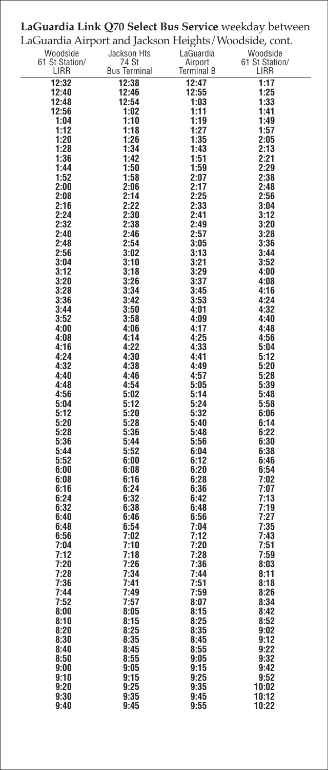**LaGuardia Link Q70 Select Bus Service** weekday between LaGuardia Airport and Jackson Heights/Woodside, cont.

| Woodside 61 St Station/ LIRR | Jackson Hts 74 St Bus Terminal | LaGuardia Airport Terminal B | Woodside 61 St Station/ LIRR |
|---|---|---|---|
| 12:32 | 12:38 | 12:47 | 1:17 |
| 12:40 | 12:46 | 12:55 | 1:25 |
| 12:48 | 12:54 | 1:03 | 1:33 |
| 12:56 | 1:02 | 1:11 | 1:41 |
| 1:04 | 1:10 | 1:19 | 1:49 |
| 1:12 | 1:18 | 1:27 | 1:57 |
| 1:20 | 1:26 | 1:35 | 2:05 |
| 1:28 | 1:34 | 1:43 | 2:13 |
| 1:36 | 1:42 | 1:51 | 2:21 |
| 1:44 | 1:50 | 1:59 | 2:29 |
| 1:52 | 1:58 | 2:07 | 2:38 |
| 2:00 | 2:06 | 2:17 | 2:48 |
| 2:08 | 2:14 | 2:25 | 2:56 |
| 2:16 | 2:22 | 2:33 | 3:04 |
| 2:24 | 2:30 | 2:41 | 3:12 |
| 2:32 | 2:38 | 2:49 | 3:20 |
| 2:40 | 2:46 | 2:57 | 3:28 |
| 2:48 | 2:54 | 3:05 | 3:36 |
| 2:56 | 3:02 | 3:13 | 3:44 |
| 3:04 | 3:10 | 3:21 | 3:52 |
| 3:12 | 3:18 | 3:29 | 4:00 |
| 3:20 | 3:26 | 3:37 | 4:08 |
| 3:28 | 3:34 | 3:45 | 4:16 |
| 3:36 | 3:42 | 3:53 | 4:24 |
| 3:44 | 3:50 | 4:01 | 4:32 |
| 3:52 | 3:58 | 4:09 | 4:40 |
| 4:00 | 4:06 | 4:17 | 4:48 |
| 4:08 | 4:14 | 4:25 | 4:56 |
| 4:16 | 4:22 | 4:33 | 5:04 |
| 4:24 | 4:30 | 4:41 | 5:12 |
| 4:32 | 4:38 | 4:49 | 5:20 |
| 4:40 | 4:46 | 4:57 | 5:28 |
| 4:48 | 4:54 | 5:05 | 5:39 |
| 4:56 | 5:02 | 5:14 | 5:48 |
| 5:04 | 5:12 | 5:24 | 5:58 |
| 5:12 | 5:20 | 5:32 | 6:06 |
| 5:20 | 5:28 | 5:40 | 6:14 |
| 5:28 | 5:36 | 5:48 | 6:22 |
| 5:36 | 5:44 | 5:56 | 6:30 |
| 5:44 | 5:52 | 6:04 | 6:38 |
| 5:52 | 6:00 | 6:12 | 6:46 |
| 6:00 | 6:08 | 6:20 | 6:54 |
| 6:08 | 6:16 | 6:28 | 7:02 |
| 6:16 | 6:24 | 6:36 | 7:07 |
| 6:24 | 6:32 | 6:42 | 7:13 |
| 6:32 | 6:38 | 6:48 | 7:19 |
| 6:40 | 6:46 | 6:56 | 7:27 |
| 6:48 | 6:54 | 7:04 | 7:35 |
| 6:56 | 7:02 | 7:12 | 7:43 |
| 7:04 | 7:10 | 7:20 | 7:51 |
| 7:12 | 7:18 | 7:28 | 7:59 |
| 7:20 | 7:26 | 7:36 | 8:03 |
| 7:28 | 7:34 | 7:44 | 8:11 |
| 7:36 | 7:41 | 7:51 | 8:18 |
| 7:44 | 7:49 | 7:59 | 8:26 |
| 7:52 | 7:57 | 8:07 | 8:34 |
| 8:00 | 8:05 | 8:15 | 8:42 |
| 8:10 | 8:15 | 8:25 | 8:52 |
| 8:20 | 8:25 | 8:35 | 9:02 |
| 8:30 | 8:35 | 8:45 | 9:12 |
| 8:40 | 8:45 | 8:55 | 9:22 |
| 8:50 | 8:55 | 9:05 | 9:32 |
| 9:00 | 9:05 | 9:15 | 9:42 |
| 9:10 | 9:15 | 9:25 | 9:52 |
| 9:20 | 9:25 | 9:35 | 10:02 |
| 9:30 | 9:35 | 9:45 | 10:12 |
| 9:40 | 9:45 | 9:55 | 10:22 |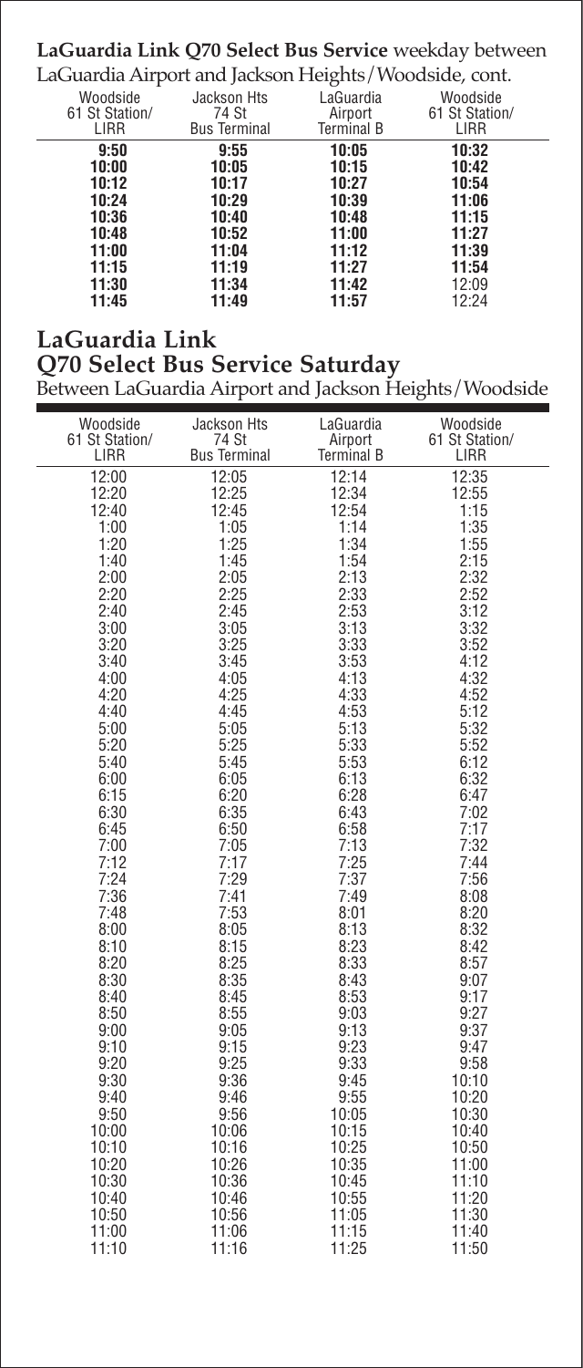**LaGuardia Link Q70 Select Bus Service** weekday between LaGuardia Airport and Jackson Heights/Woodside, cont.

| Woodside 61 St Station/ LIRR | Jackson Hts 74 St Bus Terminal | LaGuardia Airport Terminal B | Woodside 61 St Station/ LIRR |
|---|---|---|---|
| **9:50** | **9:55** | **10:05** | **10:32** |
| **10:00** | **10:05** | **10:15** | **10:42** |
| **10:12** | **10:17** | **10:27** | **10:54** |
| **10:24** | **10:29** | **10:39** | **11:06** |
| **10:36** | **10:40** | **10:48** | **11:15** |
| **10:48** | **10:52** | **11:00** | **11:27** |
| **11:00** | **11:04** | **11:12** | **11:39** |
| **11:15** | **11:19** | **11:27** | **11:54** |
| **11:30** | **11:34** | **11:42** | 12:09 |
| **11:45** | **11:49** | **11:57** | 12:24 |

## LaGuardia Link Q70 Select Bus Service Saturday

Between LaGuardia Airport and Jackson Heights/Woodside

| Woodside 61 St Station/ LIRR | Jackson Hts 74 St Bus Terminal | LaGuardia Airport Terminal B | Woodside 61 St Station/ LIRR |
|---|---|---|---|
| 12:00 | 12:05 | 12:14 | 12:35 |
| 12:20 | 12:25 | 12:34 | 12:55 |
| 12:40 | 12:45 | 12:54 | 1:15 |
| 1:00 | 1:05 | 1:14 | 1:35 |
| 1:20 | 1:25 | 1:34 | 1:55 |
| 1:40 | 1:45 | 1:54 | 2:15 |
| 2:00 | 2:05 | 2:13 | 2:32 |
| 2:20 | 2:25 | 2:33 | 2:52 |
| 2:40 | 2:45 | 2:53 | 3:12 |
| 3:00 | 3:05 | 3:13 | 3:32 |
| 3:20 | 3:25 | 3:33 | 3:52 |
| 3:40 | 3:45 | 3:53 | 4:12 |
| 4:00 | 4:05 | 4:13 | 4:32 |
| 4:20 | 4:25 | 4:33 | 4:52 |
| 4:40 | 4:45 | 4:53 | 5:12 |
| 5:00 | 5:05 | 5:13 | 5:32 |
| 5:20 | 5:25 | 5:33 | 5:52 |
| 5:40 | 5:45 | 5:53 | 6:12 |
| 6:00 | 6:05 | 6:13 | 6:32 |
| 6:15 | 6:20 | 6:28 | 6:47 |
| 6:30 | 6:35 | 6:43 | 7:02 |
| 6:45 | 6:50 | 6:58 | 7:17 |
| 7:00 | 7:05 | 7:13 | 7:32 |
| 7:12 | 7:17 | 7:25 | 7:44 |
| 7:24 | 7:29 | 7:37 | 7:56 |
| 7:36 | 7:41 | 7:49 | 8:08 |
| 7:48 | 7:53 | 8:01 | 8:20 |
| 8:00 | 8:05 | 8:13 | 8:32 |
| 8:10 | 8:15 | 8:23 | 8:42 |
| 8:20 | 8:25 | 8:33 | 8:57 |
| 8:30 | 8:35 | 8:43 | 9:07 |
| 8:40 | 8:45 | 8:53 | 9:17 |
| 8:50 | 8:55 | 9:03 | 9:27 |
| 9:00 | 9:05 | 9:13 | 9:37 |
| 9:10 | 9:15 | 9:23 | 9:47 |
| 9:20 | 9:25 | 9:33 | 9:58 |
| 9:30 | 9:36 | 9:45 | 10:10 |
| 9:40 | 9:46 | 9:55 | 10:20 |
| 9:50 | 9:56 | 10:05 | 10:30 |
| 10:00 | 10:06 | 10:15 | 10:40 |
| 10:10 | 10:16 | 10:25 | 10:50 |
| 10:20 | 10:26 | 10:35 | 11:00 |
| 10:30 | 10:36 | 10:45 | 11:10 |
| 10:40 | 10:46 | 10:55 | 11:20 |
| 10:50 | 10:56 | 11:05 | 11:30 |
| 11:00 | 11:06 | 11:15 | 11:40 |
| 11:10 | 11:16 | 11:25 | 11:50 |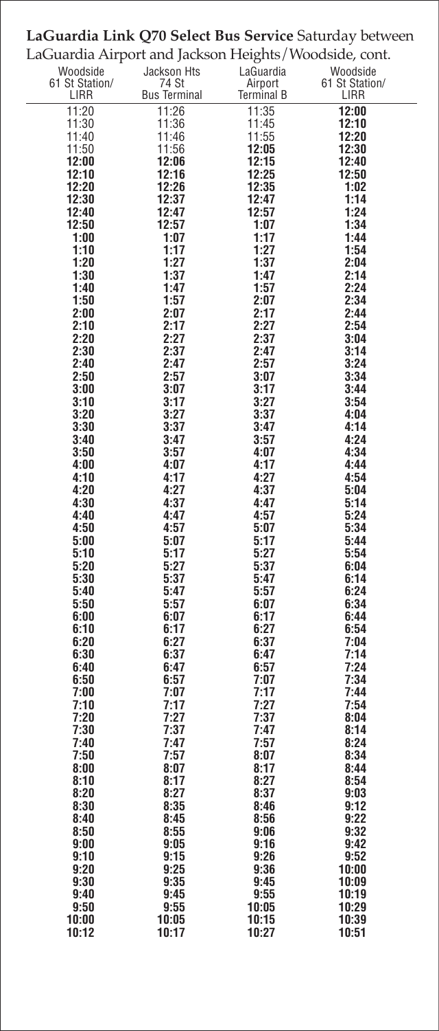**LaGuardia Link Q70 Select Bus Service** Saturday between LaGuardia Airport and Jackson Heights/Woodside, cont.

| Woodside 61 St Station/ LIRR | Jackson Hts 74 St Bus Terminal | LaGuardia Airport Terminal B | Woodside 61 St Station/ LIRR |
|---|---|---|---|
| 11:20 | 11:26 | 11:35 | **12:00** |
| 11:30 | 11:36 | 11:45 | **12:10** |
| 11:40 | 11:46 | 11:55 | **12:20** |
| 11:50 | 11:56 | **12:05** | **12:30** |
| **12:00** | **12:06** | **12:15** | **12:40** |
| **12:10** | **12:16** | **12:25** | **12:50** |
| **12:20** | **12:26** | **12:35** | **1:02** |
| **12:30** | **12:37** | **12:47** | **1:14** |
| **12:40** | **12:47** | **12:57** | **1:24** |
| **12:50** | **12:57** | **1:07** | **1:34** |
| **1:00** | **1:07** | **1:17** | **1:44** |
| **1:10** | **1:17** | **1:27** | **1:54** |
| **1:20** | **1:27** | **1:37** | **2:04** |
| **1:30** | **1:37** | **1:47** | **2:14** |
| **1:40** | **1:47** | **1:57** | **2:24** |
| **1:50** | **1:57** | **2:07** | **2:34** |
| **2:00** | **2:07** | **2:17** | **2:44** |
| **2:10** | **2:17** | **2:27** | **2:54** |
| **2:20** | **2:27** | **2:37** | **3:04** |
| **2:30** | **2:37** | **2:47** | **3:14** |
| **2:40** | **2:47** | **2:57** | **3:24** |
| **2:50** | **2:57** | **3:07** | **3:34** |
| **3:00** | **3:07** | **3:17** | **3:44** |
| **3:10** | **3:17** | **3:27** | **3:54** |
| **3:20** | **3:27** | **3:37** | **4:04** |
| **3:30** | **3:37** | **3:47** | **4:14** |
| **3:40** | **3:47** | **3:57** | **4:24** |
| **3:50** | **3:57** | **4:07** | **4:34** |
| **4:00** | **4:07** | **4:17** | **4:44** |
| **4:10** | **4:17** | **4:27** | **4:54** |
| **4:20** | **4:27** | **4:37** | **5:04** |
| **4:30** | **4:37** | **4:47** | **5:14** |
| **4:40** | **4:47** | **4:57** | **5:24** |
| **4:50** | **4:57** | **5:07** | **5:34** |
| **5:00** | **5:07** | **5:17** | **5:44** |
| **5:10** | **5:17** | **5:27** | **5:54** |
| **5:20** | **5:27** | **5:37** | **6:04** |
| **5:30** | **5:37** | **5:47** | **6:14** |
| **5:40** | **5:47** | **5:57** | **6:24** |
| **5:50** | **5:57** | **6:07** | **6:34** |
| **6:00** | **6:07** | **6:17** | **6:44** |
| **6:10** | **6:17** | **6:27** | **6:54** |
| **6:20** | **6:27** | **6:37** | **7:04** |
| **6:30** | **6:37** | **6:47** | **7:14** |
| **6:40** | **6:47** | **6:57** | **7:24** |
| **6:50** | **6:57** | **7:07** | **7:34** |
| **7:00** | **7:07** | **7:17** | **7:44** |
| **7:10** | **7:17** | **7:27** | **7:54** |
| **7:20** | **7:27** | **7:37** | **8:04** |
| **7:30** | **7:37** | **7:47** | **8:14** |
| **7:40** | **7:47** | **7:57** | **8:24** |
| **7:50** | **7:57** | **8:07** | **8:34** |
| **8:00** | **8:07** | **8:17** | **8:44** |
| **8:10** | **8:17** | **8:27** | **8:54** |
| **8:20** | **8:27** | **8:37** | **9:03** |
| **8:30** | **8:35** | **8:46** | **9:12** |
| **8:40** | **8:45** | **8:56** | **9:22** |
| **8:50** | **8:55** | **9:06** | **9:32** |
| **9:00** | **9:05** | **9:16** | **9:42** |
| **9:10** | **9:15** | **9:26** | **9:52** |
| **9:20** | **9:25** | **9:36** | **10:00** |
| **9:30** | **9:35** | **9:45** | **10:09** |
| **9:40** | **9:45** | **9:55** | **10:19** |
| **9:50** | **9:55** | **10:05** | **10:29** |
| **10:00** | **10:05** | **10:15** | **10:39** |
| **10:12** | **10:17** | **10:27** | **10:51** |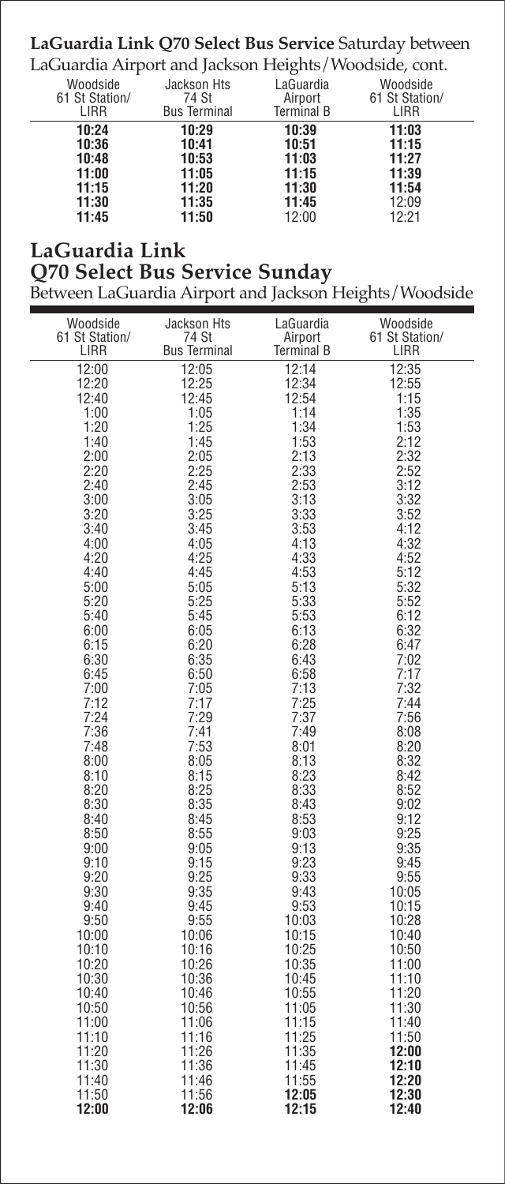**LaGuardia Link Q70 Select Bus Service** Saturday between LaGuardia Airport and Jackson Heights/Woodside, cont.

| Woodside 61 St Station/ LIRR | Jackson Hts 74 St Bus Terminal | LaGuardia Airport Terminal B | Woodside 61 St Station/ LIRR |
|---|---|---|---|
| **10:24** | **10:29** | **10:39** | **11:03** |
| **10:36** | **10:41** | **10:51** | **11:15** |
| **10:48** | **10:53** | **11:03** | **11:27** |
| **11:00** | **11:05** | **11:15** | **11:39** |
| **11:15** | **11:20** | **11:30** | **11:54** |
| **11:30** | **11:35** | **11:45** | 12:09 |
| **11:45** | **11:50** | 12:00 | 12:21 |

## LaGuardia Link Q70 Select Bus Service Sunday

Between LaGuardia Airport and Jackson Heights/Woodside

| Woodside 61 St Station/ LIRR | Jackson Hts 74 St Bus Terminal | LaGuardia Airport Terminal B | Woodside 61 St Station/ LIRR |
|---|---|---|---|
| 12:00 | 12:05 | 12:14 | 12:35 |
| 12:20 | 12:25 | 12:34 | 12:55 |
| 12:40 | 12:45 | 12:54 | 1:15 |
| 1:00 | 1:05 | 1:14 | 1:35 |
| 1:20 | 1:25 | 1:34 | 1:53 |
| 1:40 | 1:45 | 1:53 | 2:12 |
| 2:00 | 2:05 | 2:13 | 2:32 |
| 2:20 | 2:25 | 2:33 | 2:52 |
| 2:40 | 2:45 | 2:53 | 3:12 |
| 3:00 | 3:05 | 3:13 | 3:32 |
| 3:20 | 3:25 | 3:33 | 3:52 |
| 3:40 | 3:45 | 3:53 | 4:12 |
| 4:00 | 4:05 | 4:13 | 4:32 |
| 4:20 | 4:25 | 4:33 | 4:52 |
| 4:40 | 4:45 | 4:53 | 5:12 |
| 5:00 | 5:05 | 5:13 | 5:32 |
| 5:20 | 5:25 | 5:33 | 5:52 |
| 5:40 | 5:45 | 5:53 | 6:12 |
| 6:00 | 6:05 | 6:13 | 6:32 |
| 6:15 | 6:20 | 6:28 | 6:47 |
| 6:30 | 6:35 | 6:43 | 7:02 |
| 6:45 | 6:50 | 6:58 | 7:17 |
| 7:00 | 7:05 | 7:13 | 7:32 |
| 7:12 | 7:17 | 7:25 | 7:44 |
| 7:24 | 7:29 | 7:37 | 7:56 |
| 7:36 | 7:41 | 7:49 | 8:08 |
| 7:48 | 7:53 | 8:01 | 8:20 |
| 8:00 | 8:05 | 8:13 | 8:32 |
| 8:10 | 8:15 | 8:23 | 8:42 |
| 8:20 | 8:25 | 8:33 | 8:52 |
| 8:30 | 8:35 | 8:43 | 9:02 |
| 8:40 | 8:45 | 8:53 | 9:12 |
| 8:50 | 8:55 | 9:03 | 9:25 |
| 9:00 | 9:05 | 9:13 | 9:35 |
| 9:10 | 9:15 | 9:23 | 9:45 |
| 9:20 | 9:25 | 9:33 | 9:55 |
| 9:30 | 9:35 | 9:43 | 10:05 |
| 9:40 | 9:45 | 9:53 | 10:15 |
| 9:50 | 9:55 | 10:03 | 10:28 |
| 10:00 | 10:06 | 10:15 | 10:40 |
| 10:10 | 10:16 | 10:25 | 10:50 |
| 10:20 | 10:26 | 10:35 | 11:00 |
| 10:30 | 10:36 | 10:45 | 11:10 |
| 10:40 | 10:46 | 10:55 | 11:20 |
| 10:50 | 10:56 | 11:05 | 11:30 |
| 11:00 | 11:06 | 11:15 | 11:40 |
| 11:10 | 11:16 | 11:25 | 11:50 |
| 11:20 | 11:26 | 11:35 | **12:00** |
| 11:30 | 11:36 | 11:45 | **12:10** |
| 11:40 | 11:46 | 11:55 | **12:20** |
| 11:50 | 11:56 | **12:05** | **12:30** |
| **12:00** | **12:06** | **12:15** | **12:40** |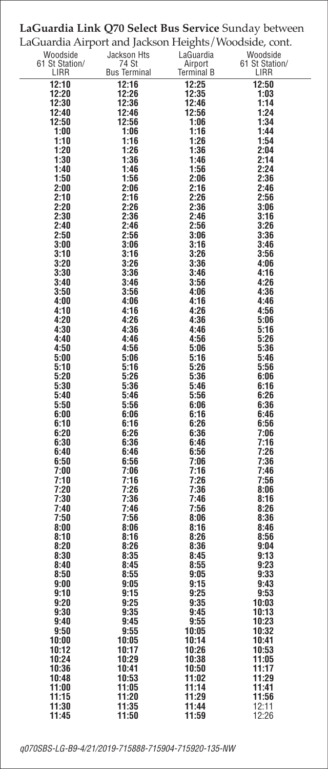**LaGuardia Link Q70 Select Bus Service** Sunday between LaGuardia Airport and Jackson Heights/Woodside, cont.

| Woodside 61 St Station/ LIRR | Jackson Hts 74 St Bus Terminal | LaGuardia Airport Terminal B | Woodside 61 St Station/ LIRR |
|---|---|---|---|
| 12:10 | 12:16 | 12:25 | 12:50 |
| 12:20 | 12:26 | 12:35 | 1:03 |
| 12:30 | 12:36 | 12:46 | 1:14 |
| 12:40 | 12:46 | 12:56 | 1:24 |
| 12:50 | 12:56 | 1:06 | 1:34 |
| 1:00 | 1:06 | 1:16 | 1:44 |
| 1:10 | 1:16 | 1:26 | 1:54 |
| 1:20 | 1:26 | 1:36 | 2:04 |
| 1:30 | 1:36 | 1:46 | 2:14 |
| 1:40 | 1:46 | 1:56 | 2:24 |
| 1:50 | 1:56 | 2:06 | 2:36 |
| 2:00 | 2:06 | 2:16 | 2:46 |
| 2:10 | 2:16 | 2:26 | 2:56 |
| 2:20 | 2:26 | 2:36 | 3:06 |
| 2:30 | 2:36 | 2:46 | 3:16 |
| 2:40 | 2:46 | 2:56 | 3:26 |
| 2:50 | 2:56 | 3:06 | 3:36 |
| 3:00 | 3:06 | 3:16 | 3:46 |
| 3:10 | 3:16 | 3:26 | 3:56 |
| 3:20 | 3:26 | 3:36 | 4:06 |
| 3:30 | 3:36 | 3:46 | 4:16 |
| 3:40 | 3:46 | 3:56 | 4:26 |
| 3:50 | 3:56 | 4:06 | 4:36 |
| 4:00 | 4:06 | 4:16 | 4:46 |
| 4:10 | 4:16 | 4:26 | 4:56 |
| 4:20 | 4:26 | 4:36 | 5:06 |
| 4:30 | 4:36 | 4:46 | 5:16 |
| 4:40 | 4:46 | 4:56 | 5:26 |
| 4:50 | 4:56 | 5:06 | 5:36 |
| 5:00 | 5:06 | 5:16 | 5:46 |
| 5:10 | 5:16 | 5:26 | 5:56 |
| 5:20 | 5:26 | 5:36 | 6:06 |
| 5:30 | 5:36 | 5:46 | 6:16 |
| 5:40 | 5:46 | 5:56 | 6:26 |
| 5:50 | 5:56 | 6:06 | 6:36 |
| 6:00 | 6:06 | 6:16 | 6:46 |
| 6:10 | 6:16 | 6:26 | 6:56 |
| 6:20 | 6:26 | 6:36 | 7:06 |
| 6:30 | 6:36 | 6:46 | 7:16 |
| 6:40 | 6:46 | 6:56 | 7:26 |
| 6:50 | 6:56 | 7:06 | 7:36 |
| 7:00 | 7:06 | 7:16 | 7:46 |
| 7:10 | 7:16 | 7:26 | 7:56 |
| 7:20 | 7:26 | 7:36 | 8:06 |
| 7:30 | 7:36 | 7:46 | 8:16 |
| 7:40 | 7:46 | 7:56 | 8:26 |
| 7:50 | 7:56 | 8:06 | 8:36 |
| 8:00 | 8:06 | 8:16 | 8:46 |
| 8:10 | 8:16 | 8:26 | 8:56 |
| 8:20 | 8:26 | 8:36 | 9:04 |
| 8:30 | 8:35 | 8:45 | 9:13 |
| 8:40 | 8:45 | 8:55 | 9:23 |
| 8:50 | 8:55 | 9:05 | 9:33 |
| 9:00 | 9:05 | 9:15 | 9:43 |
| 9:10 | 9:15 | 9:25 | 9:53 |
| 9:20 | 9:25 | 9:35 | 10:03 |
| 9:30 | 9:35 | 9:45 | 10:13 |
| 9:40 | 9:45 | 9:55 | 10:23 |
| 9:50 | 9:55 | 10:05 | 10:32 |
| 10:00 | 10:05 | 10:14 | 10:41 |
| 10:12 | 10:17 | 10:26 | 10:53 |
| 10:24 | 10:29 | 10:38 | 11:05 |
| 10:36 | 10:41 | 10:50 | 11:17 |
| 10:48 | 10:53 | 11:02 | 11:29 |
| 11:00 | 11:05 | 11:14 | 11:41 |
| 11:15 | 11:20 | 11:29 | 11:56 |
| 11:30 | 11:35 | 11:44 | 12:11 |
| 11:45 | 11:50 | 11:59 | 12:26 |

*q070SBS-LG-B9-4/21/2019-715888-715904-715920-135-NW*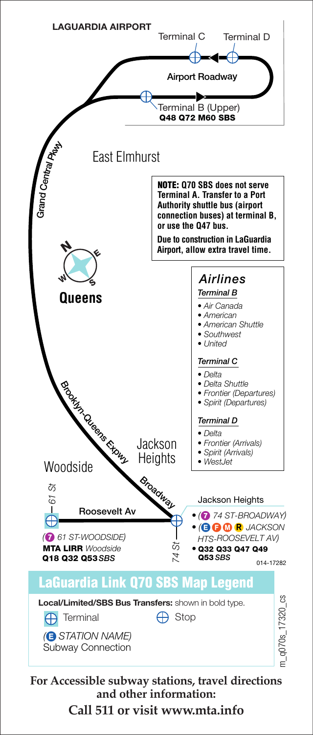LAGUARDIA AIRPORT

Terminal C

Terminal D

Airport Roadway

Terminal B (Upper)
**Q48 Q72 M60 SBS**

Grand Central Pkwy

East Elmhurst

**NOTE: Q70 SBS does not serve Terminal A. Transfer to a Port Authority shuttle bus (airport connection buses) at terminal B, or use the Q47 bus.**

**Due to construction in LaGuardia Airport, allow extra travel time.**

N E S W

**Queens**

### *Airlines*

***Terminal B***

- *Air Canada*
- *American*
- *American Shuttle*
- *Southwest*
- *United*

***Terminal C***

- *Delta*
- *Delta Shuttle*
- *Frontier (Departures)*
- *Spirit (Departures)*

***Terminal D***

- *Delta*
- *Frontier (Arrivals)*
- *Spirit (Arrivals)*
- *WestJet*

Brooklyn-Queens Expwy

Jackson Heights

Woodside

Broadway

*61 St*

Roosevelt Av

*74 St*

*(7 61 ST-WOODSIDE)*
**MTA LIRR** *Woodside*
**Q18 Q32 Q53***SBS*

Jackson Heights

- *(7 74 ST-BROADWAY)*
- *(E F M R JACKSON HTS-ROOSEVELT AV)*
- **Q32 Q33 Q47 Q49 Q53***SBS*

014-17282

## LaGuardia Link Q70 SBS Map Legend

**Local/Limited/SBS Bus Transfers:** shown in bold type.

Terminal

Stop

*(E STATION NAME)*
Subway Connection

m_q070s_17320_cs

**For Accessible subway stations, travel directions and other information:**
**Call 511 or visit www.mta.info**